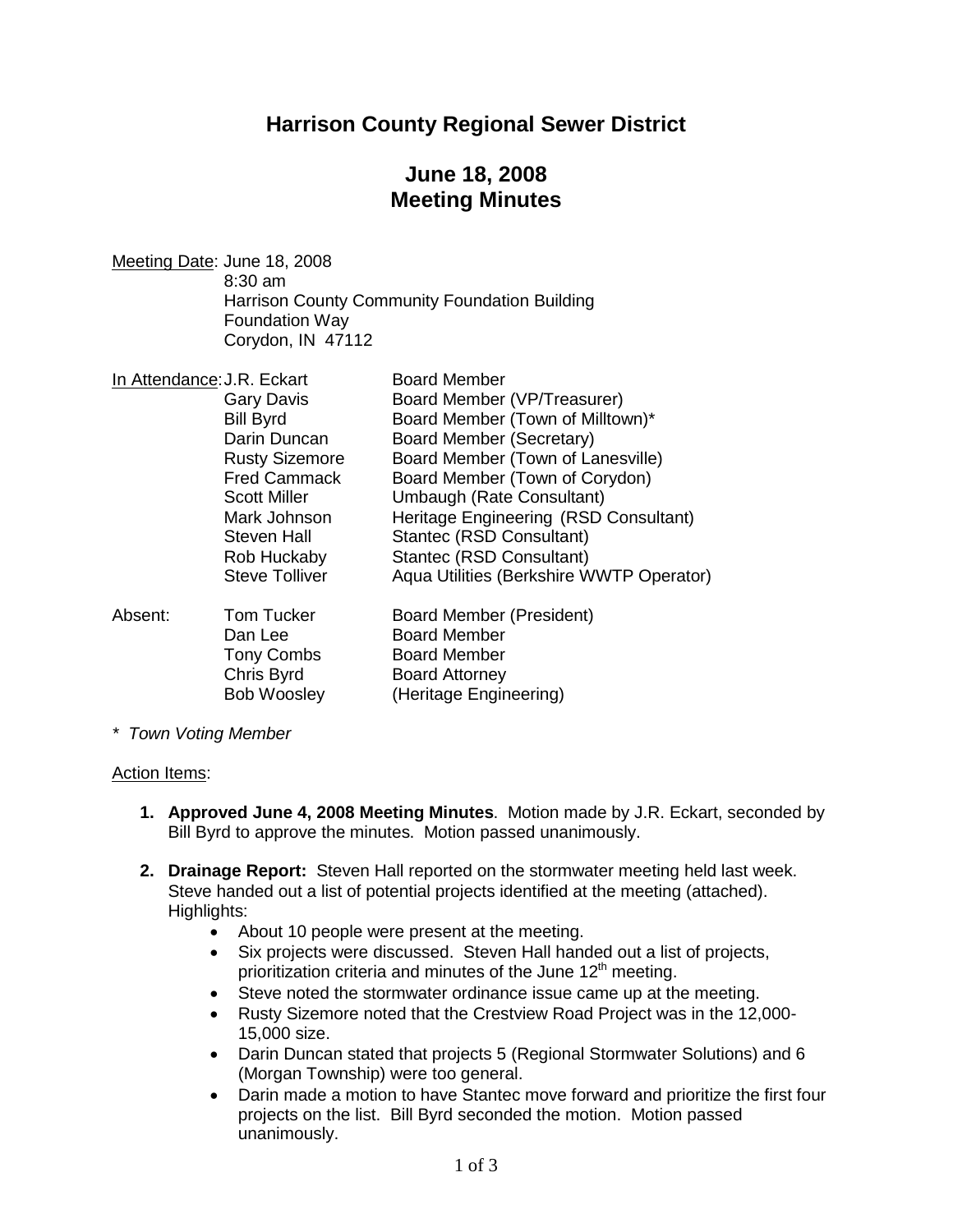# Harrison County Regional Sewer District

## June 18, 2008
## Meeting Minutes

Meeting Date: June 18, 2008
8:30 am
Harrison County Community Foundation Building
Foundation Way
Corydon, IN 47112

In Attendance:

| | |
|---|---|
| J.R. Eckart | Board Member |
| Gary Davis | Board Member (VP/Treasurer) |
| Bill Byrd | Board Member (Town of Milltown)* |
| Darin Duncan | Board Member (Secretary) |
| Rusty Sizemore | Board Member (Town of Lanesville) |
| Fred Cammack | Board Member (Town of Corydon) |
| Scott Miller | Umbaugh (Rate Consultant) |
| Mark Johnson | Heritage Engineering (RSD Consultant) |
| Steven Hall | Stantec (RSD Consultant) |
| Rob Huckaby | Stantec (RSD Consultant) |
| Steve Tolliver | Aqua Utilities (Berkshire WWTP Operator) |

Absent:

| | |
|---|---|
| Tom Tucker | Board Member (President) |
| Dan Lee | Board Member |
| Tony Combs | Board Member |
| Chris Byrd | Board Attorney |
| Bob Woosley | (Heritage Engineering) |

*\* Town Voting Member*

Action Items:

1. **Approved June 4, 2008 Meeting Minutes**. Motion made by J.R. Eckart, seconded by Bill Byrd to approve the minutes. Motion passed unanimously.

2. **Drainage Report:** Steven Hall reported on the stormwater meeting held last week. Steve handed out a list of potential projects identified at the meeting (attached). Highlights:
   - About 10 people were present at the meeting.
   - Six projects were discussed. Steven Hall handed out a list of projects, prioritization criteria and minutes of the June 12th meeting.
   - Steve noted the stormwater ordinance issue came up at the meeting.
   - Rusty Sizemore noted that the Crestview Road Project was in the 12,000-15,000 size.
   - Darin Duncan stated that projects 5 (Regional Stormwater Solutions) and 6 (Morgan Township) were too general.
   - Darin made a motion to have Stantec move forward and prioritize the first four projects on the list. Bill Byrd seconded the motion. Motion passed unanimously.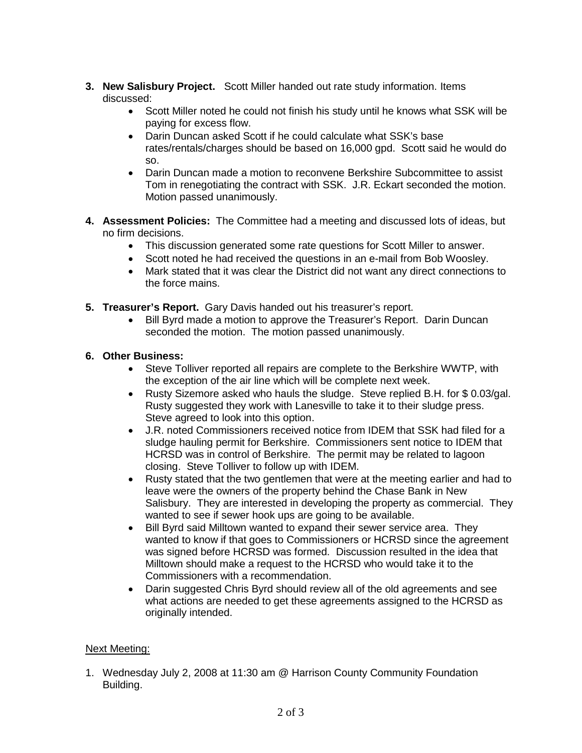3. **New Salisbury Project.** Scott Miller handed out rate study information. Items discussed:
   - Scott Miller noted he could not finish his study until he knows what SSK will be paying for excess flow.
   - Darin Duncan asked Scott if he could calculate what SSK's base rates/rentals/charges should be based on 16,000 gpd. Scott said he would do so.
   - Darin Duncan made a motion to reconvene Berkshire Subcommittee to assist Tom in renegotiating the contract with SSK. J.R. Eckart seconded the motion. Motion passed unanimously.

4. **Assessment Policies:** The Committee had a meeting and discussed lots of ideas, but no firm decisions.
   - This discussion generated some rate questions for Scott Miller to answer.
   - Scott noted he had received the questions in an e-mail from Bob Woosley.
   - Mark stated that it was clear the District did not want any direct connections to the force mains.

5. **Treasurer's Report.** Gary Davis handed out his treasurer's report.
   - Bill Byrd made a motion to approve the Treasurer's Report. Darin Duncan seconded the motion. The motion passed unanimously.

6. **Other Business:**
   - Steve Tolliver reported all repairs are complete to the Berkshire WWTP, with the exception of the air line which will be complete next week.
   - Rusty Sizemore asked who hauls the sludge. Steve replied B.H. for $ 0.03/gal. Rusty suggested they work with Lanesville to take it to their sludge press. Steve agreed to look into this option.
   - J.R. noted Commissioners received notice from IDEM that SSK had filed for a sludge hauling permit for Berkshire. Commissioners sent notice to IDEM that HCRSD was in control of Berkshire. The permit may be related to lagoon closing. Steve Tolliver to follow up with IDEM.
   - Rusty stated that the two gentlemen that were at the meeting earlier and had to leave were the owners of the property behind the Chase Bank in New Salisbury. They are interested in developing the property as commercial. They wanted to see if sewer hook ups are going to be available.
   - Bill Byrd said Milltown wanted to expand their sewer service area. They wanted to know if that goes to Commissioners or HCRSD since the agreement was signed before HCRSD was formed. Discussion resulted in the idea that Milltown should make a request to the HCRSD who would take it to the Commissioners with a recommendation.
   - Darin suggested Chris Byrd should review all of the old agreements and see what actions are needed to get these agreements assigned to the HCRSD as originally intended.

<u>Next Meeting:</u>

1. Wednesday July 2, 2008 at 11:30 am @ Harrison County Community Foundation Building.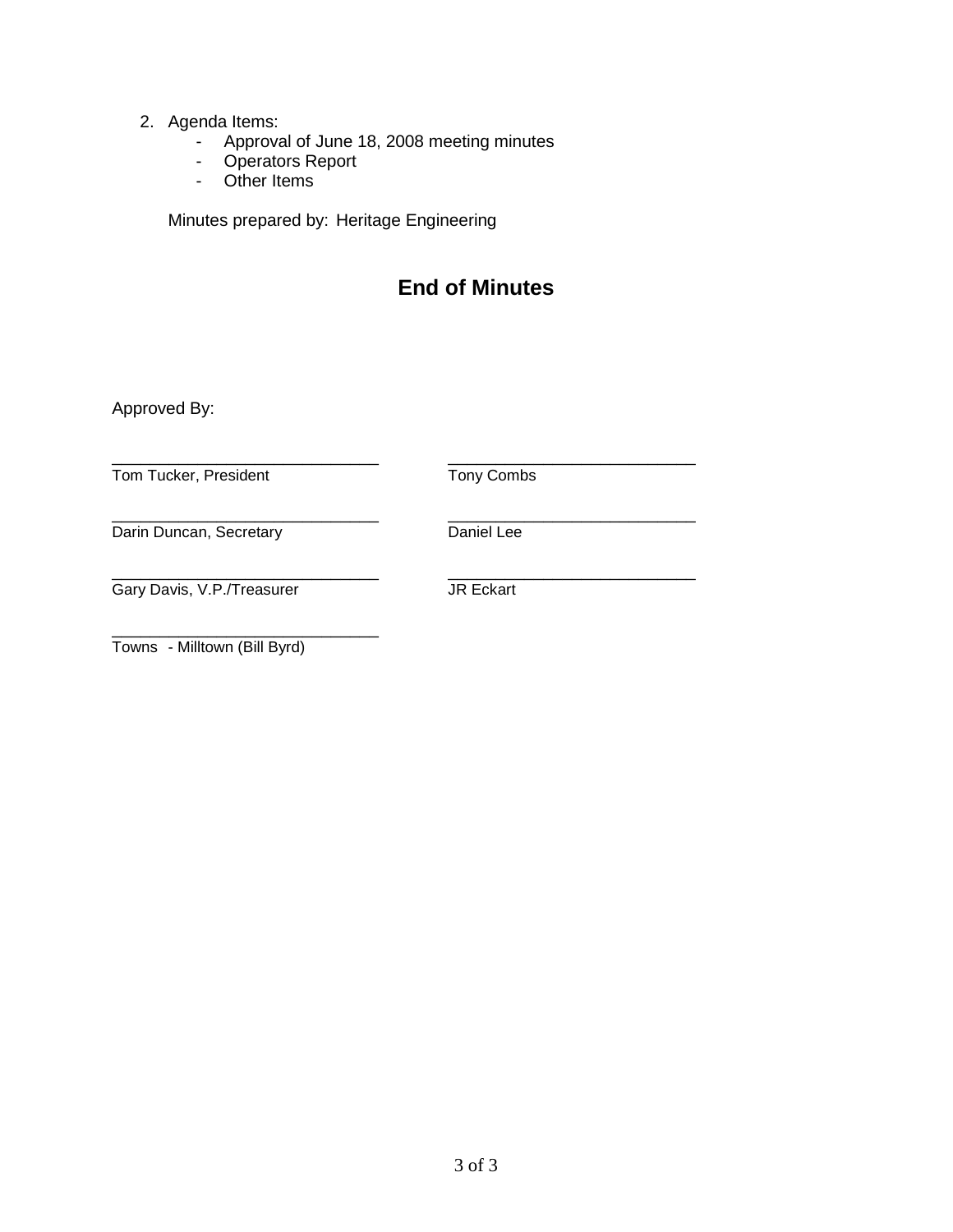2. Agenda Items:
   - Approval of June 18, 2008 meeting minutes
   - Operators Report
   - Other Items

   Minutes prepared by: Heritage Engineering

## End of Minutes

Approved By:

| | |
|---|---|
| ____________________________ | ____________________________ |
| Tom Tucker, President | Tony Combs |
| ____________________________ | ____________________________ |
| Darin Duncan, Secretary | Daniel Lee |
| ____________________________ | ____________________________ |
| Gary Davis, V.P./Treasurer | JR Eckart |
| ____________________________ | |
| Towns - Milltown (Bill Byrd) | |